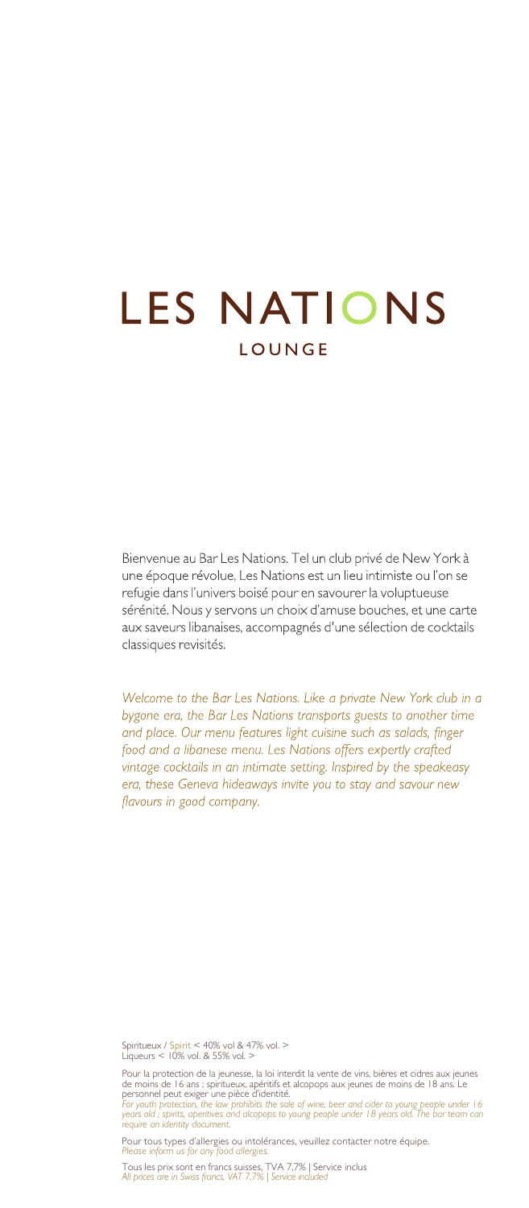# LES NATIONS

## LOUNGE

Bienvenue au Bar Les Nations. Tel un club privé de New York à une époque révolue, Les Nations est un lieu intimiste ou l'on se refugie dans l'univers boisé pour en savourer la voluptueuse sérénité. Nous y servons un choix d'amuse bouches, et une carte aux saveurs libanaises, accompagnés d'une sélection de cocktails classiques revisités.

*Welcome to the Bar Les Nations. Like a private New York club in a bygone era, the Bar Les Nations transports guests to another time and place. Our menu features light cuisine such as salads, finger food and a libanese menu. Les Nations offers expertly crafted vintage cocktails in an intimate setting. Inspired by the speakeasy era, these Geneva hideaways invite you to stay and savour new flavours in good company.*

Spiritueux / Spirit < 40% vol & 47% vol. >
Liqueurs < 10% vol. & 55% vol. >

Pour la protection de la jeunesse, la loi interdit la vente de vins, bières et cidres aux jeunes de moins de 16 ans ; spiritueux, apéritifs et alcopops aux jeunes de moins de 18 ans. Le personnel peut exiger une pièce d'identité.
*For youth protection, the law prohibits the sale of wine, beer and cider to young people under 16 years old ; spirits, aperitives and alcopops to young people under 18 years old. The bar team can require an identity document.*

Pour tous types d'allergies ou intolérances, veuillez contacter notre équipe.
*Please inform us for any food allergies.*

Tous les prix sont en francs suisses, TVA 7.7% | Service inclus
*All prices are in Swiss francs, VAT 7,7% | Service included*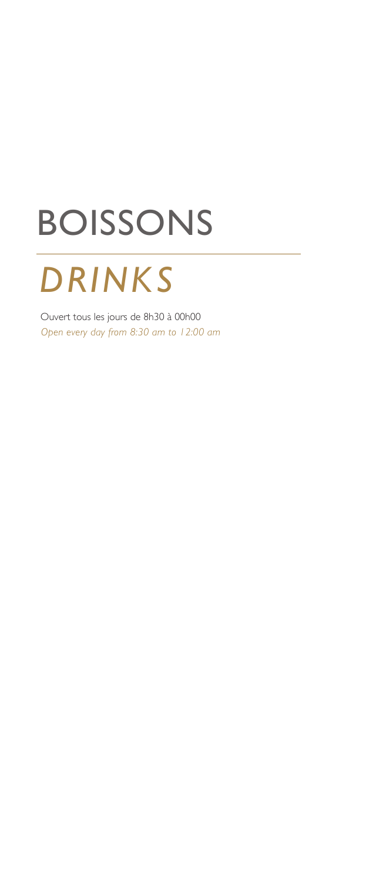# BOISSONS

# *DRINKS*

Ouvert tous les jours de 8h30 à 00h00
*Open every day from 8:30 am to 12:00 am*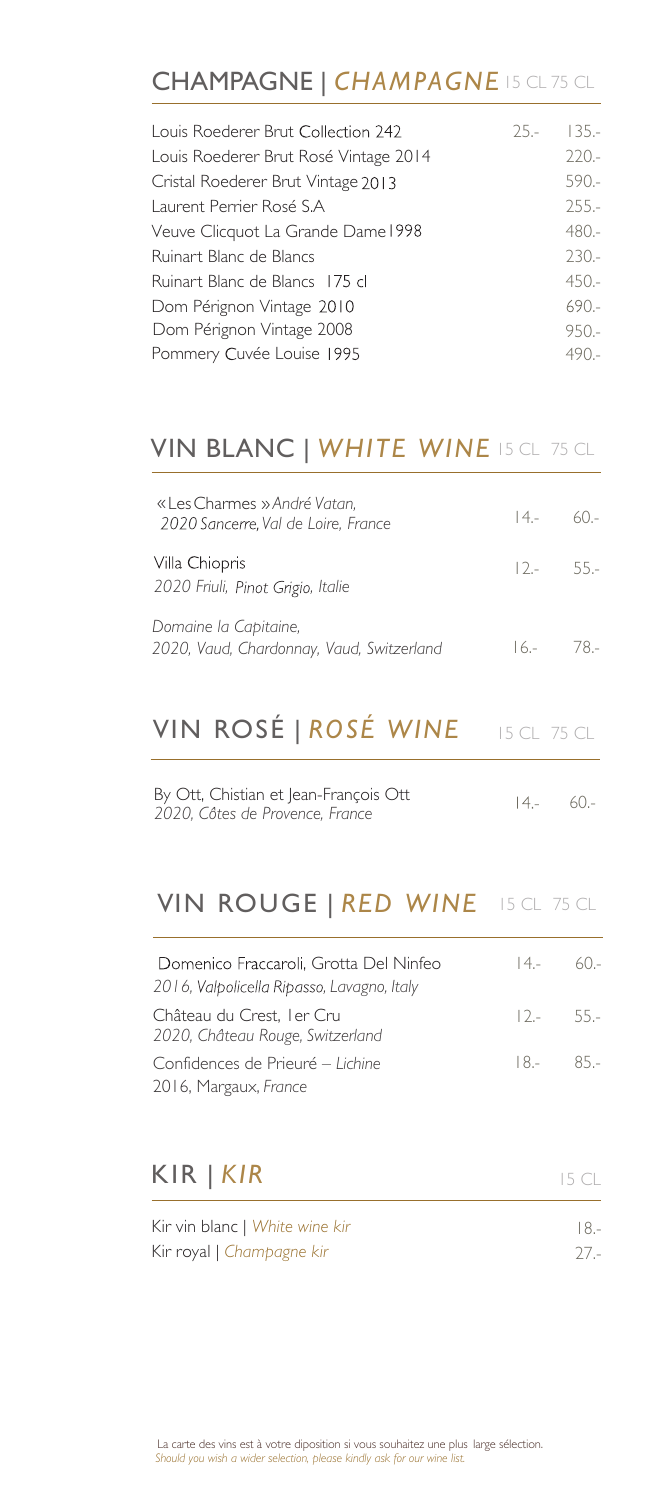## CHAMPAGNE | *CHAMPAGNE*

| | 15 CL | 75 CL |
|---|---|---|
| Louis Roederer Brut Collection 242 | 25.- | 135.- |
| Louis Roederer Brut Rosé Vintage 2014 | | 220.- |
| Cristal Roederer Brut Vintage 2013 | | 590.- |
| Laurent Perrier Rosé S.A | | 255.- |
| Veuve Clicquot La Grande Dame 1998 | | 480.- |
| Ruinart Blanc de Blancs | | 230.- |
| Ruinart Blanc de Blancs 175 cl | | 450.- |
| Dom Pérignon Vintage 2010 | | 690.- |
| Dom Pérignon Vintage 2008 | | 950.- |
| Pommery Cuvée Louise 1995 | | 490.- |

## VIN BLANC | *WHITE WINE*

| | 15 CL | 75 CL |
|---|---|---|
| « Les Charmes » *André Vatan, 2020 Sancerre, Val de Loire, France* | 14.- | 60.- |
| Villa Chiopris *2020 Friuli, Pinot Grigio, Italie* | 12.- | 55.- |
| *Domaine la Capitaine, 2020, Vaud, Chardonnay, Vaud, Switzerland* | 16.- | 78.- |

## VIN ROSÉ | *ROSÉ WINE*

| | 15 CL | 75 CL |
|---|---|---|
| By Ott, Christian et Jean-François Ott *2020, Côtes de Provence, France* | 14.- | 60.- |

## VIN ROUGE | *RED WINE*

| | 15 CL | 75 CL |
|---|---|---|
| Domenico Fraccaroli, Grotta Del Ninfeo *2016, Valpolicella Ripasso, Lavagno, Italy* | 14.- | 60.- |
| Château du Crest, 1er Cru *2020, Château Rouge, Switzerland* | 12.- | 55.- |
| Confidences de Prieuré – *Lichine* 2016, Margaux, *France* | 18.- | 85.- |

## KIR | *KIR*

| | 15 CL |
|---|---|
| Kir vin blanc \| *White wine kir* | 18.- |
| Kir royal \| *Champagne kir* | 27.- |

La carte des vins est à votre diposition si vous souhaitez une plus large sélection.
*Should you wish a wider selection, please kindly ask for our wine list.*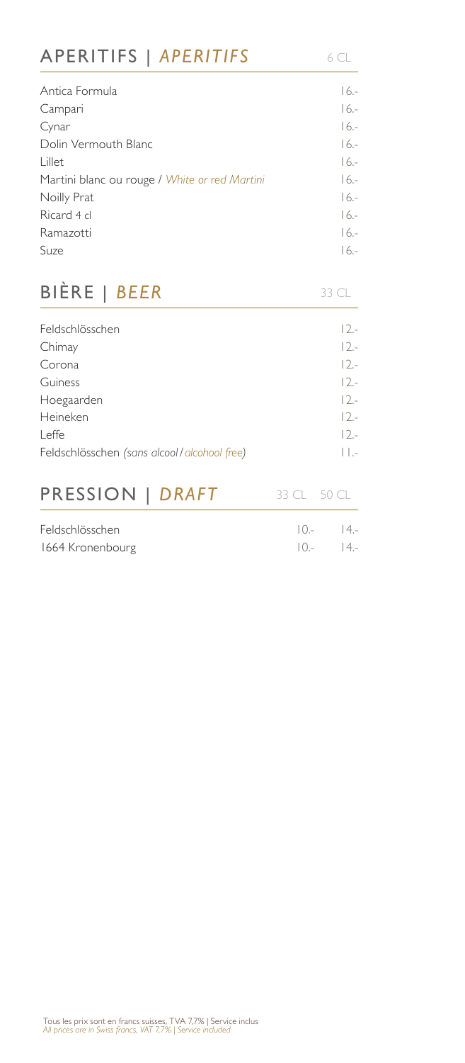## APERITIFS | *APERITIFS*

| | 6 CL |
|---|---|
| Antica Formula | 16.- |
| Campari | 16.- |
| Cynar | 16.- |
| Dolin Vermouth Blanc | 16.- |
| Lillet | 16.- |
| Martini blanc ou rouge / *White or red Martini* | 16.- |
| Noilly Prat | 16.- |
| Ricard 4 cl | 16.- |
| Ramazotti | 16.- |
| Suze | 16.- |

## BIÈRE | *BEER*

| | 33 CL |
|---|---|
| Feldschlösschen | 12.- |
| Chimay | 12.- |
| Corona | 12.- |
| Guiness | 12.- |
| Hoegaarden | 12.- |
| Heineken | 12.- |
| Leffe | 12.- |
| Feldschlösschen *(sans alcool / alcohool free)* | 11.- |

## PRESSION | *DRAFT*

| | 33 CL | 50 CL |
|---|---|---|
| Feldschlösschen | 10.- | 14.- |
| 1664 Kronenbourg | 10.- | 14.- |

Tous les prix sont en francs suisses, TVA 7,7% | Service inclus
*All prices are in Swiss francs, VAT 7,7% | Service included*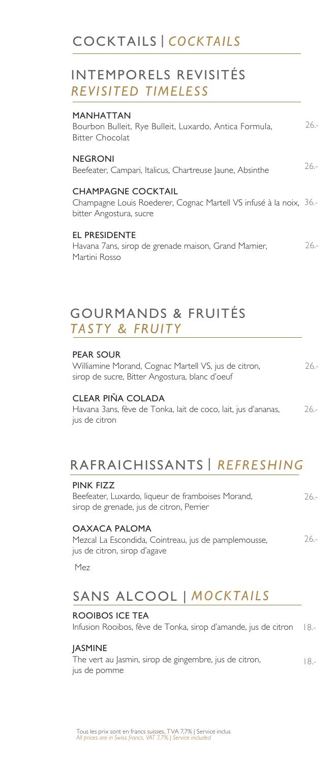# COCKTAILS | *COCKTAILS*

## INTEMPORELS REVISITÉS *REVISITED TIMELESS*

**MANHATTAN**
Bourbon Bulleit, Rye Bulleit, Luxardo, Antica Formula, Bitter Chocolat — 26.-

**NEGRONI**
Beefeater, Campari, Italicus, Chartreuse Jaune, Absinthe — 26.-

**CHAMPAGNE COCKTAIL**
Champagne Louis Roederer, Cognac Martell VS infusé à la noix, bitter Angostura, sucre — 36.-

**EL PRESIDENTE**
Havana 7ans, sirop de grenade maison, Grand Marnier, Martini Rosso — 26.-

## GOURMANDS & FRUITÉS *TASTY & FRUITY*

**PEAR SOUR**
Williamine Morand, Cognac Martell VS, jus de citron, sirop de sucre, Bitter Angostura, blanc d'oeuf — 26.-

**CLEAR PIÑA COLADA**
Havana 3ans, fève de Tonka, lait de coco, lait, jus d'ananas, jus de citron — 26.-

## RAFRAICHISSANTS | *REFRESHING*

**PINK FIZZ**
Beefeater, Luxardo, liqueur de framboises Morand, sirop de grenade, jus de citron, Perrier — 26.-

**OAXACA PALOMA**
Mezcal La Escondida, Cointreau, jus de pamplemousse, jus de citron, sirop d'agave — 26.-

Mez

## SANS ALCOOL | *MOCKTAILS*

**ROOIBOS ICE TEA**
Infusion Rooibos, fève de Tonka, sirop d'amande, jus de citron — 18.-

**JASMINE**
The vert au Jasmin, sirop de gingembre, jus de citron, jus de pomme — 18.-

Tous les prix sont en francs suisses, TVA 7,7% | Service inclus
*All prices are in Swiss francs, VAT 7,7% | Service included*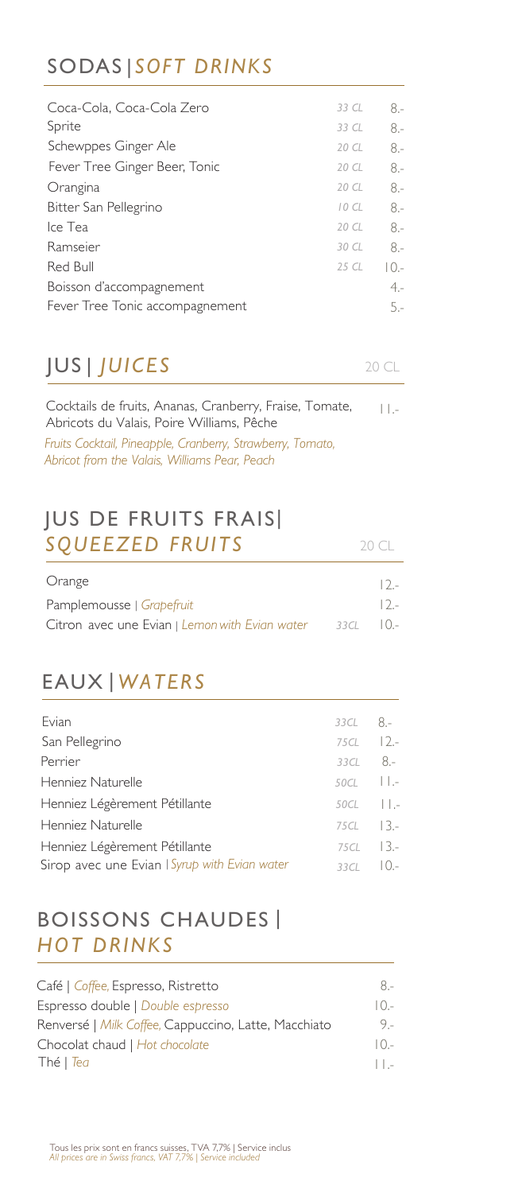## SODAS | *SOFT DRINKS*

| | | |
|---|---|---|
| Coca-Cola, Coca-Cola Zero | *33 CL* | 8.- |
| Sprite | *33 CL* | 8.- |
| Schewppes Ginger Ale | *20 CL* | 8.- |
| Fever Tree Ginger Beer, Tonic | *20 CL* | 8.- |
| Orangina | *20 CL* | 8.- |
| Bitter San Pellegrino | *10 CL* | 8.- |
| Ice Tea | *20 CL* | 8.- |
| Ramseier | *30 CL* | 8.- |
| Red Bull | *25 CL* | 10.- |
| Boisson d'accompagnement | | 4.- |
| Fever Tree Tonic accompagnement | | 5.- |

## JUS | *JUICES* — 20 CL

| | |
|---|---|
| Cocktails de fruits, Ananas, Cranberry, Fraise, Tomate, Abricots du Valais, Poire Williams, Pêche<br>*Fruits Cocktail, Pineapple, Cranberry, Strawberry, Tomato, Abricot from the Valais, Williams Pear, Peach* | 11.- |

## JUS DE FRUITS FRAIS | *SQUEEZED FRUITS* — 20 CL

| | | |
|---|---|---|
| Orange | | 12.- |
| Pamplemousse \| *Grapefruit* | | 12.- |
| Citron avec une Evian \| *Lemon with Evian water* | 33CL | 10.- |

## EAUX | *WATERS*

| | | |
|---|---|---|
| Evian | *33CL* | 8.- |
| San Pellegrino | *75CL* | 12.- |
| Perrier | *33CL* | 8.- |
| Henniez Naturelle | *50CL* | 11.- |
| Henniez Légèrement Pétillante | *50CL* | 11.- |
| Henniez Naturelle | *75CL* | 13.- |
| Henniez Légèrement Pétillante | *75CL* | 13.- |
| Sirop avec une Evian \| *Syrup with Evian water* | *33CL* | 10.- |

## BOISSONS CHAUDES | *HOT DRINKS*

| | |
|---|---|
| Café \| *Coffee,* Espresso, Ristretto | 8.- |
| Espresso double \| *Double espresso* | 10.- |
| Renversé \| *Milk Coffee,* Cappuccino, Latte, Macchiato | 9.- |
| Chocolat chaud \| *Hot chocolate* | 10.- |
| Thé \| *Tea* | 11.- |

Tous les prix sont en francs suisses, TVA 7,7% | Service inclus
*All prices are in Swiss francs, VAT 7,7% | Service included*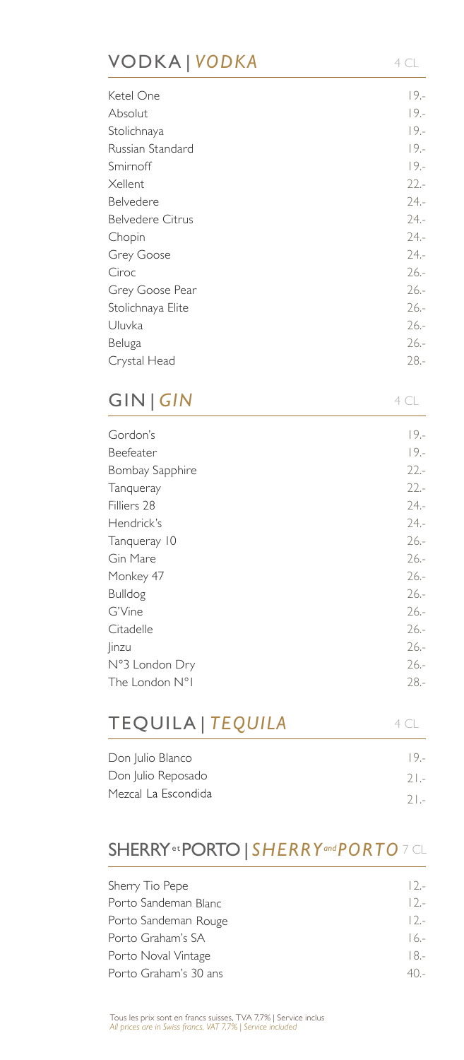## VODKA | *VODKA*

4 CL

| | |
|---|---|
| Ketel One | 19.- |
| Absolut | 19.- |
| Stolichnaya | 19.- |
| Russian Standard | 19.- |
| Smirnoff | 19.- |
| Xellent | 22.- |
| Belvedere | 24.- |
| Belvedere Citrus | 24.- |
| Chopin | 24.- |
| Grey Goose | 24.- |
| Ciroc | 26.- |
| Grey Goose Pear | 26.- |
| Stolichnaya Elite | 26.- |
| Uluvka | 26.- |
| Beluga | 26.- |
| Crystal Head | 28.- |

## GIN | *GIN*

4 CL

| | |
|---|---|
| Gordon's | 19.- |
| Beefeater | 19.- |
| Bombay Sapphire | 22.- |
| Tanqueray | 22.- |
| Filliers 28 | 24.- |
| Hendrick's | 24.- |
| Tanqueray 10 | 26.- |
| Gin Mare | 26.- |
| Monkey 47 | 26.- |
| Bulldog | 26.- |
| G'Vine | 26.- |
| Citadelle | 26.- |
| Jinzu | 26.- |
| N°3 London Dry | 26.- |
| The London N°1 | 28.- |

## TEQUILA | *TEQUILA*

4 CL

| | |
|---|---|
| Don Julio Blanco | 19.- |
| Don Julio Reposado | 21.- |
| Mezcal La Escondida | 21.- |

## SHERRY et PORTO | *SHERRY and PORTO*

7 CL

| | |
|---|---|
| Sherry Tio Pepe | 12.- |
| Porto Sandeman Blanc | 12.- |
| Porto Sandeman Rouge | 12.- |
| Porto Graham's SA | 16.- |
| Porto Noval Vintage | 18.- |
| Porto Graham's 30 ans | 40.- |

Tous les prix sont en francs suisses, TVA 7,7% | Service inclus
*All prices are in Swiss francs, VAT 7,7% | Service included*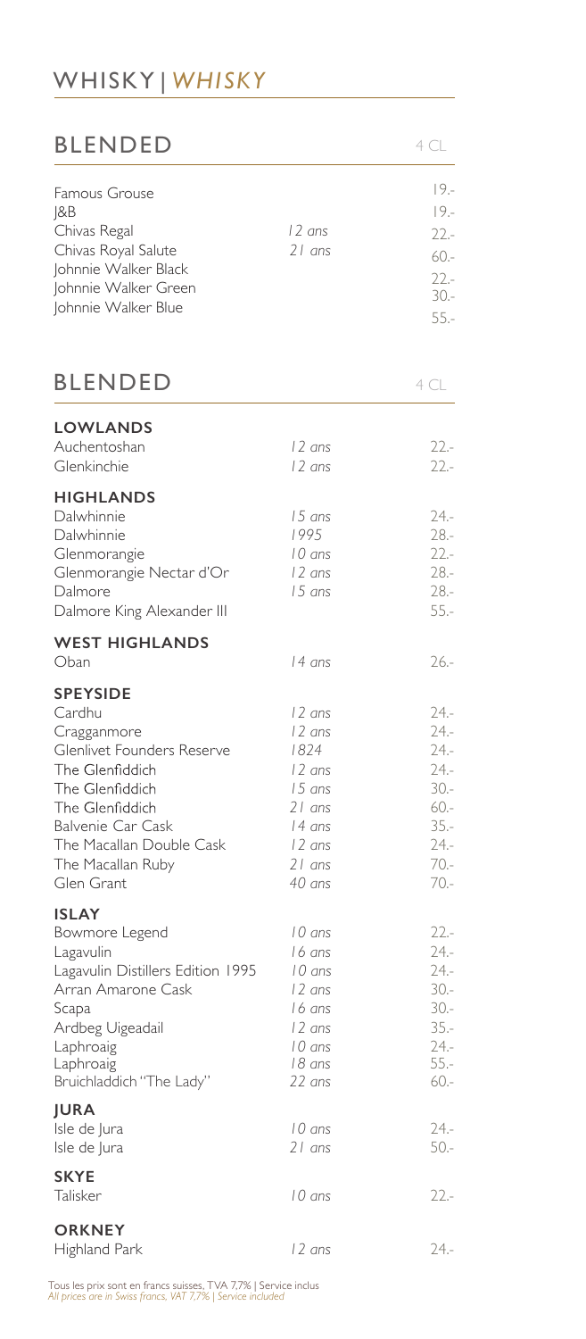# WHISKY | *WHISKY*

## BLENDED

| | | 4 CL |
|---|---|---|
| Famous Grouse | | 19.- |
| J&B | | 19.- |
| Chivas Regal | *12 ans* | 22.- |
| Chivas Royal Salute | *21 ans* | 60.- |
| Johnnie Walker Black | | 22.- |
| Johnnie Walker Green | | 30.- |
| Johnnie Walker Blue | | 55.- |

## BLENDED

| | | 4 CL |
|---|---|---|
| **LOWLANDS** | | |
| Auchentoshan | *12 ans* | 22.- |
| Glenkinchie | *12 ans* | 22.- |
| **HIGHLANDS** | | |
| Dalwhinnie | *15 ans* | 24.- |
| Dalwhinnie | *1995* | 28.- |
| Glenmorangie | *10 ans* | 22.- |
| Glenmorangie Nectar d'Or | *12 ans* | 28.- |
| Dalmore | *15 ans* | 28.- |
| Dalmore King Alexander III | | 55.- |
| **WEST HIGHLANDS** | | |
| Oban | *14 ans* | 26.- |
| **SPEYSIDE** | | |
| Cardhu | *12 ans* | 24.- |
| Cragganmore | *12 ans* | 24.- |
| Glenlivet Founders Reserve | *1824* | 24.- |
| The Glenfiddich | *12 ans* | 24.- |
| The Glenfiddich | *15 ans* | 30.- |
| The Glenfiddich | *21 ans* | 60.- |
| Balvenie Car Cask | *14 ans* | 35.- |
| The Macallan Double Cask | *12 ans* | 24.- |
| The Macallan Ruby | *21 ans* | 70.- |
| Glen Grant | *40 ans* | 70.- |
| **ISLAY** | | |
| Bowmore Legend | *10 ans* | 22.- |
| Lagavulin | *16 ans* | 24.- |
| Lagavulin Distillers Edition 1995 | *10 ans* | 24.- |
| Arran Amarone Cask | *12 ans* | 30.- |
| Scapa | *16 ans* | 30.- |
| Ardbeg Uigeadail | *12 ans* | 35.- |
| Laphroaig | *10 ans* | 24.- |
| Laphroaig | *18 ans* | 55.- |
| Bruichladdich "The Lady" | *22 ans* | 60.- |
| **JURA** | | |
| Isle de Jura | *10 ans* | 24.- |
| Isle de Jura | *21 ans* | 50.- |
| **SKYE** | | |
| Talisker | *10 ans* | 22.- |
| **ORKNEY** | | |
| Highland Park | *12 ans* | 24.- |

Tous les prix sont en francs suisses, TVA 7,7% | Service inclus
*All prices are in Swiss francs, VAT 7,7% | Service included*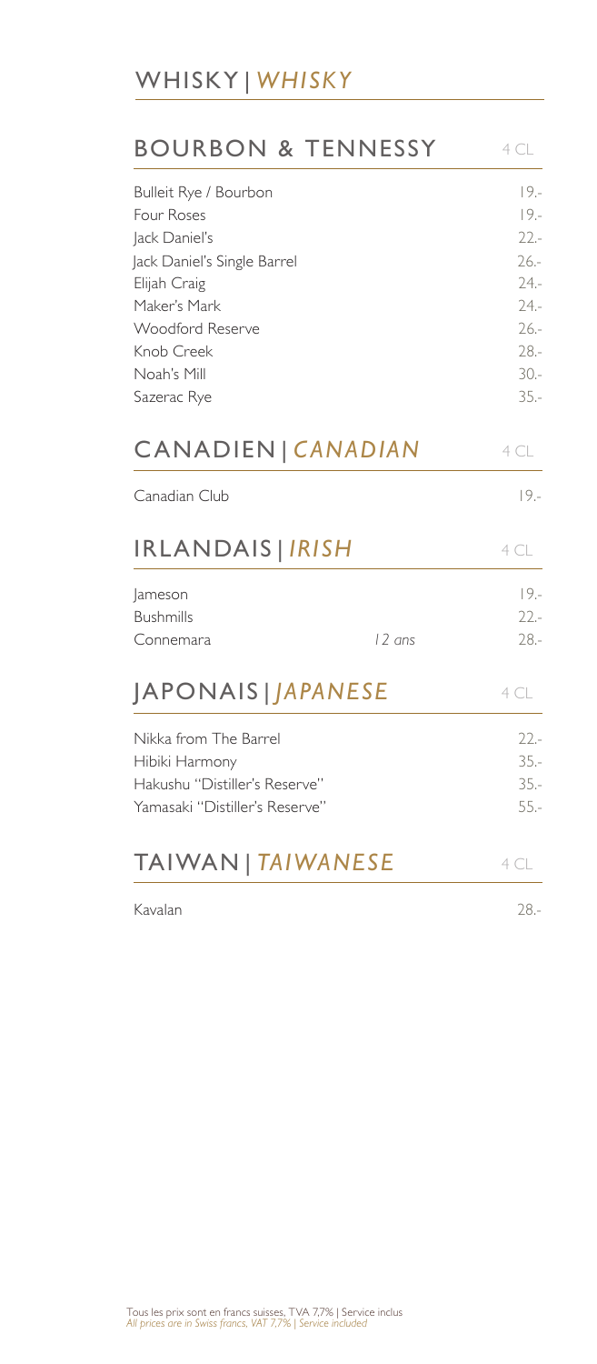# WHISKY | *WHISKY*

## BOURBON & TENNESSY

| | 4 CL |
|---|---|
| Bulleit Rye / Bourbon | 19.- |
| Four Roses | 19.- |
| Jack Daniel's | 22.- |
| Jack Daniel's Single Barrel | 26.- |
| Elijah Craig | 24.- |
| Maker's Mark | 24.- |
| Woodford Reserve | 26.- |
| Knob Creek | 28.- |
| Noah's Mill | 30.- |
| Sazerac Rye | 35.- |

## CANADIEN | *CANADIAN*

| | 4 CL |
|---|---|
| Canadian Club | 19.- |

## IRLANDAIS | *IRISH*

| | | 4 CL |
|---|---|---|
| Jameson | | 19.- |
| Bushmills | | 22.- |
| Connemara | *12 ans* | 28.- |

## JAPONAIS | *JAPANESE*

| | 4 CL |
|---|---|
| Nikka from The Barrel | 22.- |
| Hibiki Harmony | 35.- |
| Hakushu "Distiller's Reserve" | 35.- |
| Yamasaki "Distiller's Reserve" | 55.- |

## TAIWAN | *TAIWANESE*

| | 4 CL |
|---|---|
| Kavalan | 28.- |

Tous les prix sont en francs suisses, TVA 7,7% | Service inclus
*All prices are in Swiss francs, VAT 7,7% | Service included*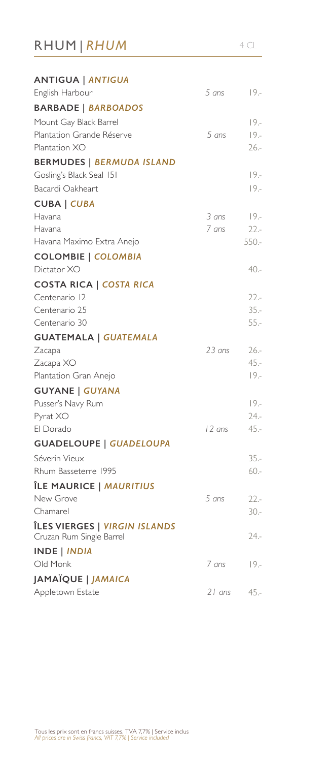# RHUM | *RHUM*

4 CL

| | | |
|---|---|---|
| **ANTIGUA \| *ANTIGUA*** | | |
| English Harbour | *5 ans* | 19.- |
| **BARBADE \| *BARBOADOS*** | | |
| Mount Gay Black Barrel | | 19.- |
| Plantation Grande Réserve | *5 ans* | 19.- |
| Plantation XO | | 26.- |
| **BERMUDES \| *BERMUDA ISLAND*** | | |
| Gosling's Black Seal 151 | | 19.- |
| Bacardi Oakheart | | 19.- |
| **CUBA \| *CUBA*** | | |
| Havana | *3 ans* | 19.- |
| Havana | *7 ans* | 22.- |
| Havana Maximo Extra Anejo | | 550.- |
| **COLOMBIE \| *COLOMBIA*** | | |
| Dictator XO | | 40.- |
| **COSTA RICA \| *COSTA RICA*** | | |
| Centenario 12 | | 22.- |
| Centenario 25 | | 35.- |
| Centenario 30 | | 55.- |
| **GUATEMALA \| *GUATEMALA*** | | |
| Zacapa | *23 ans* | 26.- |
| Zacapa XO | | 45.- |
| Plantation Gran Anejo | | 19.- |
| **GUYANE \| *GUYANA*** | | |
| Pusser's Navy Rum | | 19.- |
| Pyrat XO | | 24.- |
| El Dorado | *12 ans* | 45.- |
| **GUADELOUPE \| *GUADELOUPA*** | | |
| Séverin Vieux | | 35.- |
| Rhum Basseterre 1995 | | 60.- |
| **ÎLE MAURICE \| *MAURITIUS*** | | |
| New Grove | *5 ans* | 22.- |
| Chamarel | | 30.- |
| **ÎLES VIERGES \| *VIRGIN ISLANDS*** | | |
| Cruzan Rum Single Barrel | | 24.- |
| **INDE \| *INDIA*** | | |
| Old Monk | *7 ans* | 19.- |
| **JAMAÏQUE \| *JAMAICA*** | | |
| Appletown Estate | *21 ans* | 45.- |

Tous les prix sont en francs suisses, TVA 7,7% | Service inclus
*All prices are in Swiss francs, VAT 7,7% | Service included*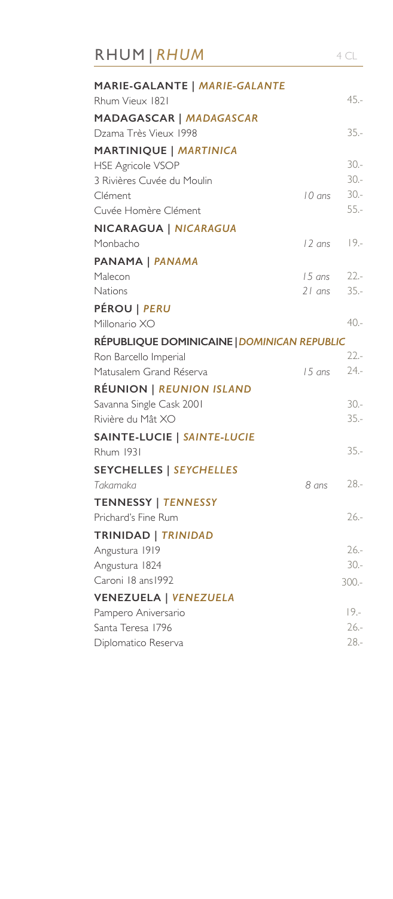# RHUM | *RHUM*

4 CL

| | | |
|---|---|---|
| **MARIE-GALANTE \| *MARIE-GALANTE*** | | |
| Rhum Vieux 1821 | | 45.- |
| **MADAGASCAR \| *MADAGASCAR*** | | |
| Dzama Très Vieux 1998 | | 35.- |
| **MARTINIQUE \| *MARTINICA*** | | |
| HSE Agricole VSOP | | 30.- |
| 3 Rivières Cuvée du Moulin | | 30.- |
| Clément | *10 ans* | 30.- |
| Cuvée Homère Clément | | 55.- |
| **NICARAGUA \| *NICARAGUA*** | | |
| Monbacho | *12 ans* | 19.- |
| **PANAMA \| *PANAMA*** | | |
| Malecon | *15 ans* | 22.- |
| Nations | *21 ans* | 35.- |
| **PÉROU \| *PERU*** | | |
| Millonario XO | | 40.- |
| **RÉPUBLIQUE DOMINICAINE \| *DOMINICAN REPUBLIC*** | | |
| Ron Barcello Imperial | | 22.- |
| Matusalem Grand Réserva | *15 ans* | 24.- |
| **RÉUNION \| *REUNION ISLAND*** | | |
| Savanna Single Cask 2001 | | 30.- |
| Rivière du Mât XO | | 35.- |
| **SAINTE-LUCIE \| *SAINTE-LUCIE*** | | |
| Rhum 1931 | | 35.- |
| **SEYCHELLES \| *SEYCHELLES*** | | |
| *Takamaka* | *8 ans* | 28.- |
| **TENNESSY \| *TENNESSY*** | | |
| Prichard's Fine Rum | | 26.- |
| **TRINIDAD \| *TRINIDAD*** | | |
| Angustura 1919 | | 26.- |
| Angustura 1824 | | 30.- |
| Caroni 18 ans1992 | | 300.- |
| **VENEZUELA \| *VENEZUELA*** | | |
| Pampero Aniversario | | 19.- |
| Santa Teresa 1796 | | 26.- |
| Diplomatico Reserva | | 28.- |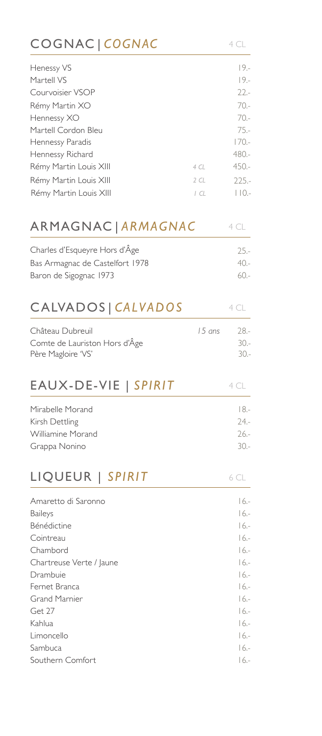## COGNAC | *COGNAC*

4 CL

| | | |
|---|---|---|
| Henessy VS | | 19.- |
| Martell VS | | 19.- |
| Courvoisier VSOP | | 22.- |
| Rémy Martin XO | | 70.- |
| Hennessy XO | | 70.- |
| Martell Cordon Bleu | | 75.- |
| Hennessy Paradis | | 170.- |
| Hennessy Richard | | 480.- |
| Rémy Martin Louis XIII | *4 CL* | 450.- |
| Rémy Martin Louis XIII | *2 CL* | 225.- |
| Rémy Martin Louis XIII | *1 CL* | 110.- |

## ARMAGNAC | *ARMAGNAC*

4 CL

| | |
|---|---|
| Charles d'Esqueyre Hors d'Âge | 25.- |
| Bas Armagnac de Castelfort 1978 | 40.- |
| Baron de Sigognac 1973 | 60.- |

## CALVADOS | *CALVADOS*

4 CL

| | | |
|---|---|---|
| Château Dubreuil | *15 ans* | 28.- |
| Comte de Lauriston Hors d'Âge | | 30.- |
| Père Magloire 'VS' | | 30.- |

## EAUX-DE-VIE | *SPIRIT*

4 CL

| | |
|---|---|
| Mirabelle Morand | 18.- |
| Kirsh Dettling | 24.- |
| Williamine Morand | 26.- |
| Grappa Nonino | 30.- |

## LIQUEUR | *SPIRIT*

6 CL

| | |
|---|---|
| Amaretto di Saronno | 16.- |
| Baileys | 16.- |
| Bénédictine | 16.- |
| Cointreau | 16.- |
| Chambord | 16.- |
| Chartreuse Verte / Jaune | 16.- |
| Drambuie | 16.- |
| Fernet Branca | 16.- |
| Grand Marnier | 16.- |
| Get 27 | 16.- |
| Kahlua | 16.- |
| Limoncello | 16.- |
| Sambuca | 16.- |
| Southern Comfort | 16.- |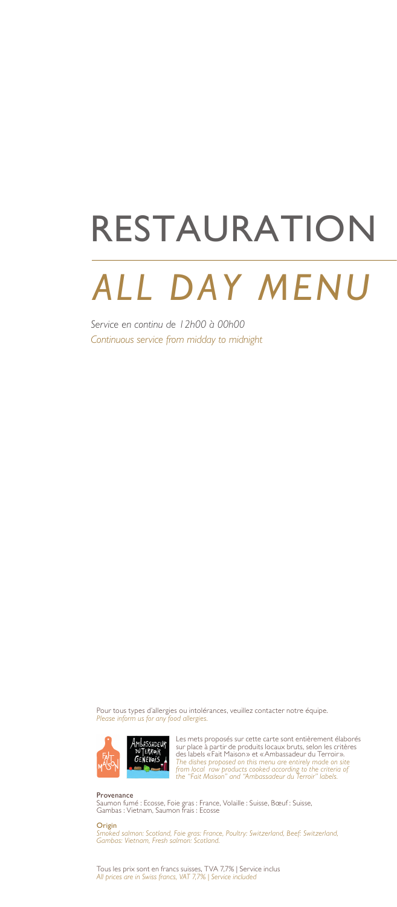# RESTAURATION

## *ALL DAY MENU*

*Service en continu de 12h00 à 00h00*
*Continuous service from midday to midnight*

Pour tous types d'allergies ou intolérances, veuillez contacter notre équipe.
*Please inform us for any food allergies.*

Les mets proposés sur cette carte sont entièrement élaborés sur place à partir de produits locaux bruts, selon les critères des labels «Fait Maison» et «Ambassadeur du Terroir».
*The dishes proposed on this menu are entirely made on site from local raw products cooked according to the criteria of the "Fait Maison" and "Ambassadeur du Terroir" labels.*

**Provenance**
Saumon fumé : Ecosse, Foie gras : France, Volaille : Suisse, Bœuf : Suisse, Gambas : Vietnam, Saumon frais : Ecosse

**Origin**
*Smoked salmon: Scotland, Foie gras: France, Poultry: Switzerland, Beef: Switzerland, Gambas: Vietnam, Fresh salmon: Scotland.*

Tous les prix sont en francs suisses, TVA 7,7% | Service inclus
*All prices are in Swiss francs, VAT 7,7% | Service included*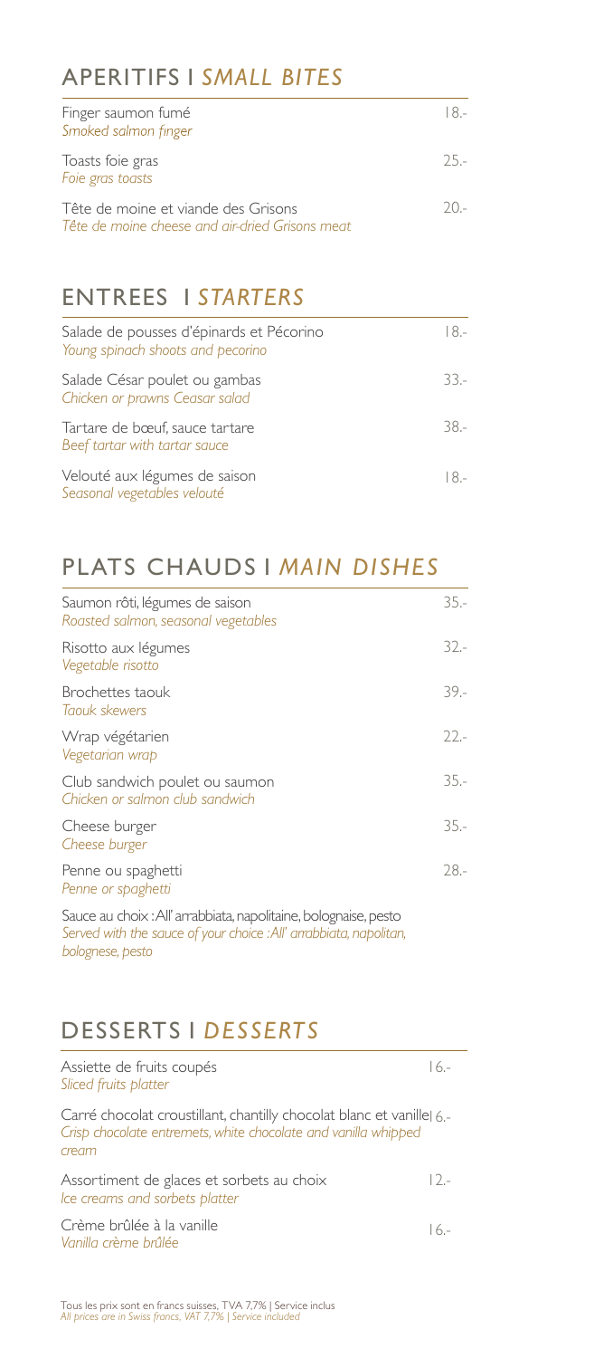## APERITIFS I *SMALL BITES*

| | |
|---|---|
| Finger saumon fumé<br>*Smoked salmon finger* | 18.- |
| Toasts foie gras<br>*Foie gras toasts* | 25.- |
| Tête de moine et viande des Grisons<br>*Tête de moine cheese and air-dried Grisons meat* | 20.- |

## ENTREES I *STARTERS*

| | |
|---|---|
| Salade de pousses d'épinards et Pécorino<br>*Young spinach shoots and pecorino* | 18.- |
| Salade César poulet ou gambas<br>*Chicken or prawns Ceasar salad* | 33.- |
| Tartare de bœuf, sauce tartare<br>*Beef tartar with tartar sauce* | 38.- |
| Velouté aux légumes de saison<br>*Seasonal vegetables velouté* | 18.- |

## PLATS CHAUDS I *MAIN DISHES*

| | |
|---|---|
| Saumon rôti, légumes de saison<br>*Roasted salmon, seasonal vegetables* | 35.- |
| Risotto aux légumes<br>*Vegetable risotto* | 32.- |
| Brochettes taouk<br>*Taouk skewers* | 39.- |
| Wrap végétarien<br>*Vegetarian wrap* | 22.- |
| Club sandwich poulet ou saumon<br>*Chicken or salmon club sandwich* | 35.- |
| Cheese burger<br>*Cheese burger* | 35.- |
| Penne ou spaghetti<br>*Penne or spaghetti* | 28.- |

Sauce au choix : All' arrabbiata, napolitaine, bolognaise, pesto
*Served with the sauce of your choice : All' arrabbiata, napolitan, bolognese, pesto*

## DESSERTS I *DESSERTS*

| | |
|---|---|
| Assiette de fruits coupés<br>*Sliced fruits platter* | 16.- |
| Carré chocolat croustillant, chantilly chocolat blanc et vanille<br>*Crisp chocolate entremets, white chocolate and vanilla whipped cream* | 16.- |
| Assortiment de glaces et sorbets au choix<br>*Ice creams and sorbets platter* | 12.- |
| Crème brûlée à la vanille<br>*Vanilla crème brûlée* | 16.- |

Tous les prix sont en francs suisses, TVA 7,7% | Service inclus
*All prices are in Swiss francs, VAT 7,7% | Service included*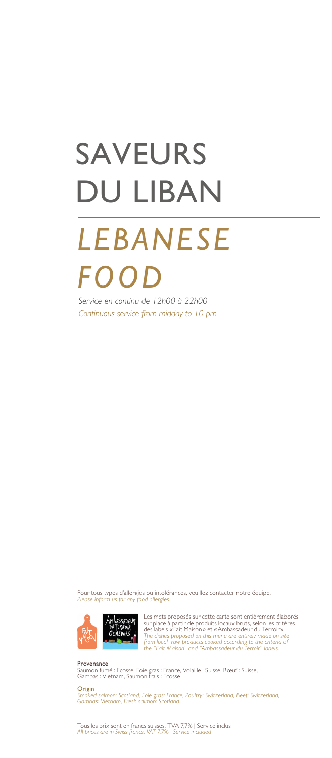# SAVEURS DU LIBAN

# *LEBANESE FOOD*

*Service en continu de 12h00 à 22h00*
*Continuous service from midday to 10 pm*

Pour tous types d'allergies ou intolérances, veuillez contacter notre équipe.
*Please inform us for any food allergies.*

Les mets proposés sur cette carte sont entièrement élaborés sur place à partir de produits locaux bruts, selon les critères des labels « Fait Maison » et « Ambassadeur du Terroir ».
*The dishes proposed on this menu are entirely made on site from local raw products cooked according to the criteria of the "Fait Maison" and "Ambassadeur du Terroir" labels.*

**Provenance**
Saumon fumé : Ecosse, Foie gras : France, Volaille : Suisse, Bœuf : Suisse, Gambas : Vietnam, Saumon frais : Ecosse

**Origin**
*Smoked salmon: Scotland, Foie gras: France, Poultry: Switzerland, Beef: Switzerland, Gambas: Vietnam, Fresh salmon: Scotland.*

Tous les prix sont en francs suisses, TVA 7,7% | Service inclus
*All prices are in Swiss francs, VAT 7,7% | Service included*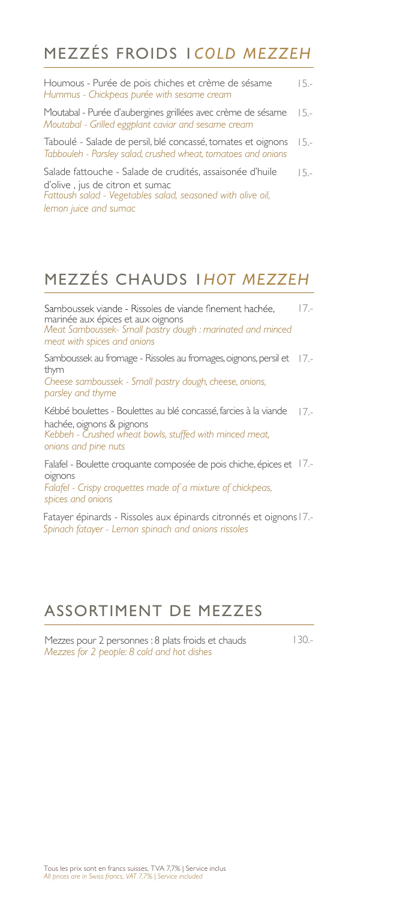## MEZZÉS FROIDS I*COLD MEZZEH*

Houmous - Purée de pois chiches et crème de sésame 15.-
*Hummus - Chickpeas purée with sesame cream*

Moutabal - Purée d'aubergines grillées avec crème de sésame 15.-
*Moutabal - Grilled eggplant caviar and sesame cream*

Taboulé - Salade de persil, blé concassé, tomates et oignons 15.-
*Tabbouleh - Parsley salad, crushed wheat, tomatoes and onions*

Salade fattouche - Salade de crudités, assaisonée d'huile d'olive , jus de citron et sumac 15.-
*Fattoush salad - Vegetables salad, seasoned with olive oil, lemon juice and sumac*

## MEZZÉS CHAUDS I*HOT MEZZEH*

Samboussek viande - Rissoles de viande finement hachée, marinée aux épices et aux oignons 17.-
*Meat Samboussek- Small pastry dough : marinated and minced meat with spices and onions*

Samboussek au fromage - Rissoles au fromages, oignons, persil et thym 17.-
*Cheese samboussek - Small pastry dough, cheese, onions, parsley and thyme*

Kébbé boulettes - Boulettes au blé concassé, farcies à la viande hachée, oignons & pignons 17.-
*Kebbeh - Crushed wheat bowls, stuffed with minced meat, onions and pine nuts*

Falafel - Boulette croquante composée de pois chiche, épices et oignons 17.-
*Falafel - Crispy croquettes made of a mixture of chickpeas, spices and onions*

Fatayer épinards - Rissoles aux épinards citronnés et oignons 17.-
*Spinach fatayer - Lemon spinach and onions rissoles*

## ASSORTIMENT DE MEZZES

Mezzes pour 2 personnes : 8 plats froids et chauds 130.-
*Mezzes for 2 people: 8 cold and hot dishes*

Tous les prix sont en francs suisses, TVA 7,7% | Service inclus
*All prices are in Swiss francs, VAT 7,7% | Service included*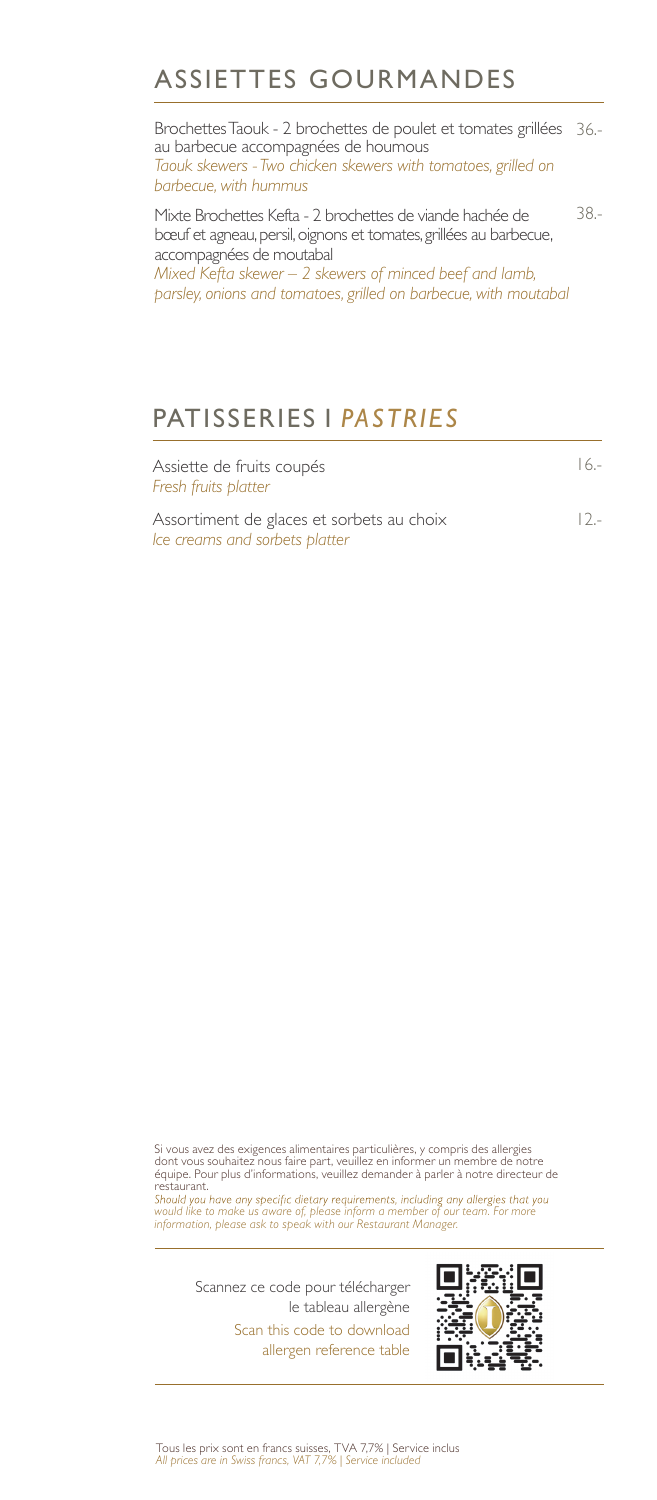## ASSIETTES GOURMANDES

Brochettes Taouk - 2 brochettes de poulet et tomates grillées au barbecue accompagnées de houmous 36.-
*Taouk skewers - Two chicken skewers with tomatoes, grilled on barbecue, with hummus*

Mixte Brochettes Kefta - 2 brochettes de viande hachée de bœuf et agneau, persil, oignons et tomates, grillées au barbecue, accompagnées de moutabal 38.-
*Mixed Kefta skewer – 2 skewers of minced beef and lamb, parsley, onions and tomatoes, grilled on barbecue, with moutabal*

## PATISSERIES I *PASTRIES*

Assiette de fruits coupés 16.-
*Fresh fruits platter*

Assortiment de glaces et sorbets au choix 12.-
*Ice creams and sorbets platter*

Si vous avez des exigences alimentaires particulières, y compris des allergies dont vous souhaitez nous faire part, veuillez en informer un membre de notre équipe. Pour plus d'informations, veuillez demander à parler à notre directeur de restaurant.
*Should you have any specific dietary requirements, including any allergies that you would like to make us aware of, please inform a member of our team. For more information, please ask to speak with our Restaurant Manager.*

Scannez ce code pour télécharger le tableau allergène
Scan this code to download allergen reference table

Tous les prix sont en francs suisses, TVA 7,7% | Service inclus
*All prices are in Swiss francs, VAT 7,7% | Service included*